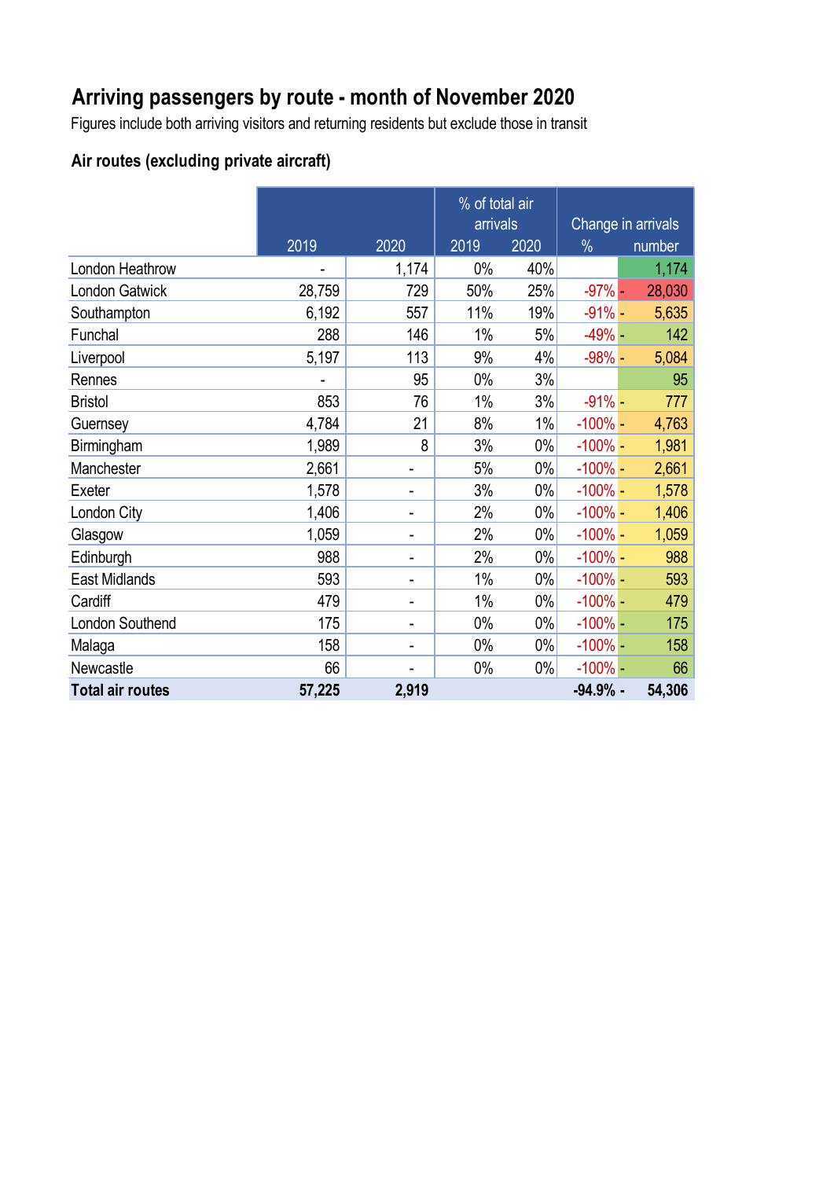# Arriving passengers by route - month of November 2020

Figures include both arriving visitors and returning residents but exclude those in transit

### Air routes (excluding private aircraft)

| | | | % of total air arrivals | | Change in arrivals | |
|---|---|---|---|---|---|---|
| | 2019 | 2020 | 2019 | 2020 | % | number |
| London Heathrow | - | 1,174 | 0% | 40% | | 1,174 |
| London Gatwick | 28,759 | 729 | 50% | 25% | -97% | - 28,030 |
| Southampton | 6,192 | 557 | 11% | 19% | -91% | - 5,635 |
| Funchal | 288 | 146 | 1% | 5% | -49% | - 142 |
| Liverpool | 5,197 | 113 | 9% | 4% | -98% | - 5,084 |
| Rennes | - | 95 | 0% | 3% | | 95 |
| Bristol | 853 | 76 | 1% | 3% | -91% | - 777 |
| Guernsey | 4,784 | 21 | 8% | 1% | -100% | - 4,763 |
| Birmingham | 1,989 | 8 | 3% | 0% | -100% | - 1,981 |
| Manchester | 2,661 | - | 5% | 0% | -100% | - 2,661 |
| Exeter | 1,578 | - | 3% | 0% | -100% | - 1,578 |
| London City | 1,406 | - | 2% | 0% | -100% | - 1,406 |
| Glasgow | 1,059 | - | 2% | 0% | -100% | - 1,059 |
| Edinburgh | 988 | - | 2% | 0% | -100% | - 988 |
| East Midlands | 593 | - | 1% | 0% | -100% | - 593 |
| Cardiff | 479 | - | 1% | 0% | -100% | - 479 |
| London Southend | 175 | - | 0% | 0% | -100% | - 175 |
| Malaga | 158 | - | 0% | 0% | -100% | - 158 |
| Newcastle | 66 | - | 0% | 0% | -100% | - 66 |
| **Total air routes** | **57,225** | **2,919** | | | **-94.9%** | **- 54,306** |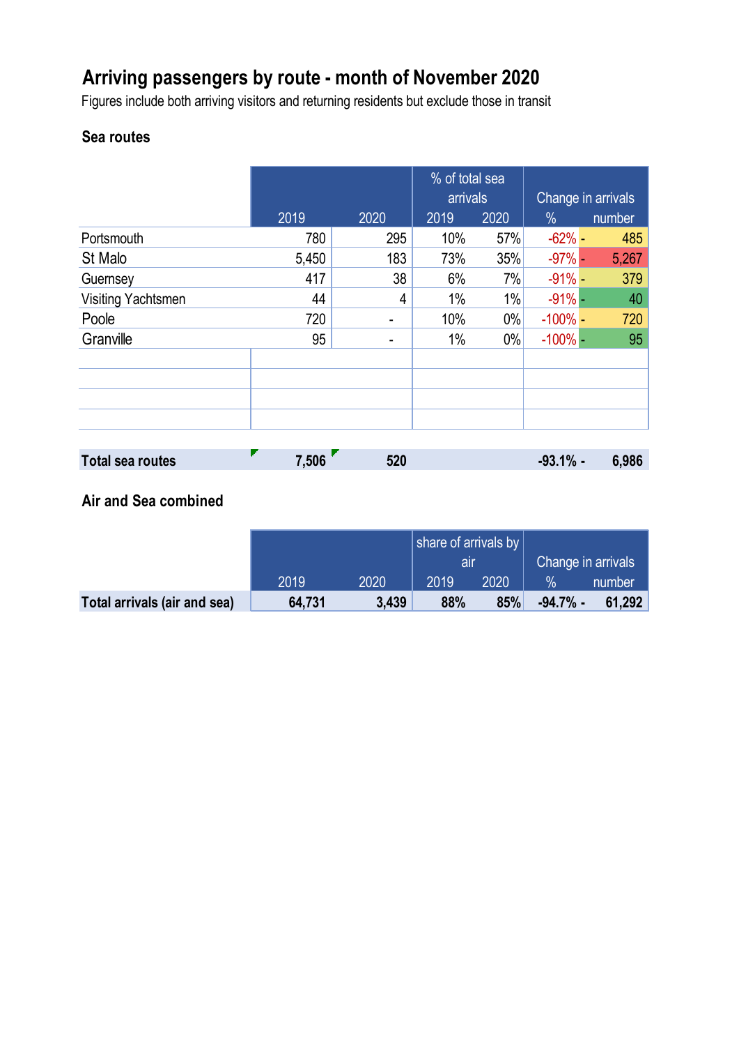# Arriving passengers by route - month of November 2020

Figures include both arriving visitors and returning residents but exclude those in transit

## Sea routes

| | | | % of total sea arrivals | | Change in arrivals | |
|---|---|---|---|---|---|---|
| | 2019 | 2020 | 2019 | 2020 | % | number |
| Portsmouth | 780 | 295 | 10% | 57% | -62% | - 485 |
| St Malo | 5,450 | 183 | 73% | 35% | -97% | - 5,267 |
| Guernsey | 417 | 38 | 6% | 7% | -91% | - 379 |
| Visiting Yachtsmen | 44 | 4 | 1% | 1% | -91% | - 40 |
| Poole | 720 | - | 10% | 0% | -100% | - 720 |
| Granville | 95 | - | 1% | 0% | -100% | - 95 |
| **Total sea routes** | **7,506** | **520** | | | **-93.1%** | **- 6,986** |

## Air and Sea combined

| | | | share of arrivals by air | | Change in arrivals | |
|---|---|---|---|---|---|---|
| | 2019 | 2020 | 2019 | 2020 | % | number |
| **Total arrivals (air and sea)** | **64,731** | **3,439** | **88%** | **85%** | **-94.7%** | **- 61,292** |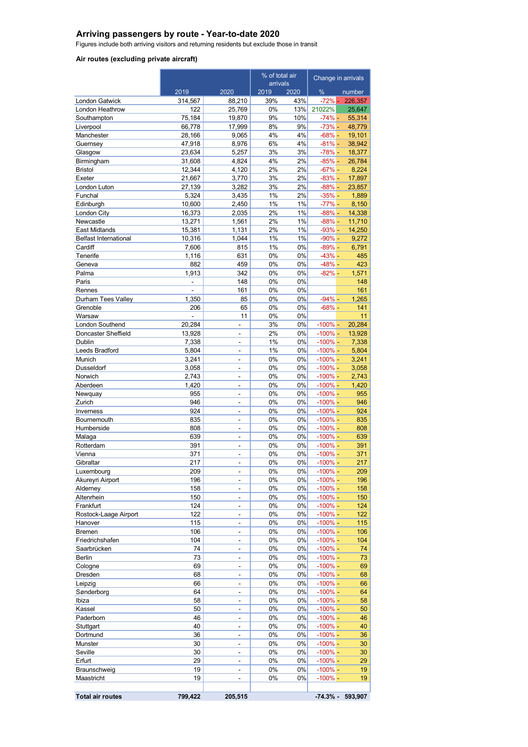## Arriving passengers by route - Year-to-date 2020

Figures include both arriving visitors and returning residents but exclude those in transit

### Air routes (excluding private aircraft)

| | | | % of total air arrivals | | Change in arrivals | |
|---|---|---|---|---|---|---|
| | 2019 | 2020 | 2019 | 2020 | % | number |
| London Gatwick | 314,567 | 88,210 | 39% | 43% | -72% | - 226,357 |
| London Heathrow | 122 | 25,769 | 0% | 13% | 21022% | 25,647 |
| Southampton | 75,184 | 19,870 | 9% | 10% | -74% | - 55,314 |
| Liverpool | 66,778 | 17,999 | 8% | 9% | -73% | - 48,779 |
| Manchester | 28,166 | 9,065 | 4% | 4% | -68% | - 19,101 |
| Guernsey | 47,918 | 8,976 | 6% | 4% | -81% | - 38,942 |
| Glasgow | 23,634 | 5,257 | 3% | 3% | -78% | - 18,377 |
| Birmingham | 31,608 | 4,824 | 4% | 2% | -85% | - 26,784 |
| Bristol | 12,344 | 4,120 | 2% | 2% | -67% | - 8,224 |
| Exeter | 21,667 | 3,770 | 3% | 2% | -83% | - 17,897 |
| London Luton | 27,139 | 3,282 | 3% | 2% | -88% | - 23,857 |
| Funchal | 5,324 | 3,435 | 1% | 2% | -35% | - 1,889 |
| Edinburgh | 10,600 | 2,450 | 1% | 1% | -77% | - 8,150 |
| London City | 16,373 | 2,035 | 2% | 1% | -88% | - 14,338 |
| Newcastle | 13,271 | 1,561 | 2% | 1% | -88% | - 11,710 |
| East Midlands | 15,381 | 1,131 | 2% | 1% | -93% | - 14,250 |
| Belfast International | 10,316 | 1,044 | 1% | 1% | -90% | - 9,272 |
| Cardiff | 7,606 | 815 | 1% | 0% | -89% | - 6,791 |
| Tenerife | 1,116 | 631 | 0% | 0% | -43% | - 485 |
| Geneva | 882 | 459 | 0% | 0% | -48% | - 423 |
| Palma | 1,913 | 342 | 0% | 0% | -82% | - 1,571 |
| Paris | - | 148 | 0% | 0% | | 148 |
| Rennes | - | 161 | 0% | 0% | | 161 |
| Durham Tees Valley | 1,350 | 85 | 0% | 0% | -94% | - 1,265 |
| Grenoble | 206 | 65 | 0% | 0% | -68% | - 141 |
| Warsaw | - | 11 | 0% | 0% | | 11 |
| London Southend | 20,284 | - | 3% | 0% | -100% | - 20,284 |
| Doncaster Sheffield | 13,928 | - | 2% | 0% | -100% | - 13,928 |
| Dublin | 7,338 | - | 1% | 0% | -100% | - 7,338 |
| Leeds Bradford | 5,804 | - | 1% | 0% | -100% | - 5,804 |
| Munich | 3,241 | - | 0% | 0% | -100% | - 3,241 |
| Dusseldorf | 3,058 | - | 0% | 0% | -100% | - 3,058 |
| Norwich | 2,743 | - | 0% | 0% | -100% | - 2,743 |
| Aberdeen | 1,420 | - | 0% | 0% | -100% | - 1,420 |
| Newquay | 955 | - | 0% | 0% | -100% | - 955 |
| Zurich | 946 | - | 0% | 0% | -100% | - 946 |
| Inverness | 924 | - | 0% | 0% | -100% | - 924 |
| Bournemouth | 835 | - | 0% | 0% | -100% | - 835 |
| Humberside | 808 | - | 0% | 0% | -100% | - 808 |
| Malaga | 639 | - | 0% | 0% | -100% | - 639 |
| Rotterdam | 391 | - | 0% | 0% | -100% | - 391 |
| Vienna | 371 | - | 0% | 0% | -100% | - 371 |
| Gibraltar | 217 | - | 0% | 0% | -100% | - 217 |
| Luxembourg | 209 | - | 0% | 0% | -100% | - 209 |
| Akureyri Airport | 196 | - | 0% | 0% | -100% | - 196 |
| Alderney | 158 | - | 0% | 0% | -100% | - 158 |
| Altenrhein | 150 | - | 0% | 0% | -100% | - 150 |
| Frankfurt | 124 | - | 0% | 0% | -100% | - 124 |
| Rostock-Laage Airport | 122 | - | 0% | 0% | -100% | - 122 |
| Hanover | 115 | - | 0% | 0% | -100% | - 115 |
| Bremen | 106 | - | 0% | 0% | -100% | - 106 |
| Friedrichshafen | 104 | - | 0% | 0% | -100% | - 104 |
| Saarbrücken | 74 | - | 0% | 0% | -100% | - 74 |
| Berlin | 73 | - | 0% | 0% | -100% | - 73 |
| Cologne | 69 | - | 0% | 0% | -100% | - 69 |
| Dresden | 68 | - | 0% | 0% | -100% | - 68 |
| Leipzig | 66 | - | 0% | 0% | -100% | - 66 |
| Sønderborg | 64 | - | 0% | 0% | -100% | - 64 |
| Ibiza | 58 | - | 0% | 0% | -100% | - 58 |
| Kassel | 50 | - | 0% | 0% | -100% | - 50 |
| Paderborn | 46 | - | 0% | 0% | -100% | - 46 |
| Stuttgart | 40 | - | 0% | 0% | -100% | - 40 |
| Dortmund | 36 | - | 0% | 0% | -100% | - 36 |
| Munster | 30 | - | 0% | 0% | -100% | - 30 |
| Seville | 30 | - | 0% | 0% | -100% | - 30 |
| Erfurt | 29 | - | 0% | 0% | -100% | - 29 |
| Braunschweig | 19 | - | 0% | 0% | -100% | - 19 |
| Maastricht | 19 | - | 0% | 0% | -100% | - 19 |
| **Total air routes** | **799,422** | **205,515** | | | **-74.3%** | **- 593,907** |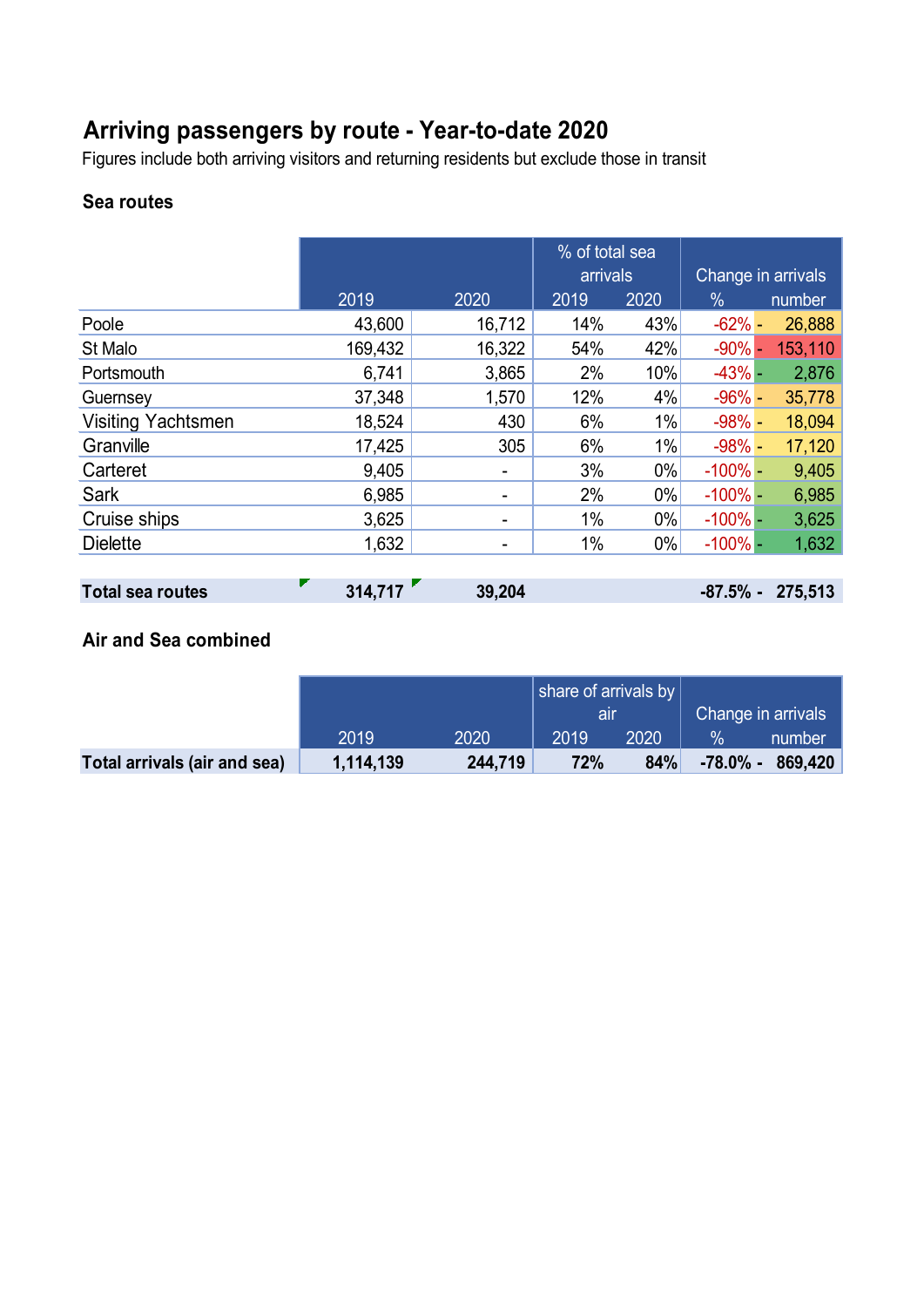# Arriving passengers by route - Year-to-date 2020

Figures include both arriving visitors and returning residents but exclude those in transit

## Sea routes

| | | | % of total sea arrivals | | Change in arrivals | |
|---|---|---|---|---|---|---|
| | 2019 | 2020 | 2019 | 2020 | % | number |
| Poole | 43,600 | 16,712 | 14% | 43% | -62% | - 26,888 |
| St Malo | 169,432 | 16,322 | 54% | 42% | -90% | - 153,110 |
| Portsmouth | 6,741 | 3,865 | 2% | 10% | -43% | - 2,876 |
| Guernsey | 37,348 | 1,570 | 12% | 4% | -96% | - 35,778 |
| Visiting Yachtsmen | 18,524 | 430 | 6% | 1% | -98% | - 18,094 |
| Granville | 17,425 | 305 | 6% | 1% | -98% | - 17,120 |
| Carteret | 9,405 | - | 3% | 0% | -100% | - 9,405 |
| Sark | 6,985 | - | 2% | 0% | -100% | - 6,985 |
| Cruise ships | 3,625 | - | 1% | 0% | -100% | - 3,625 |
| Dielette | 1,632 | - | 1% | 0% | -100% | - 1,632 |
| **Total sea routes** | **314,717** | **39,204** | | | **-87.5%** | **- 275,513** |

## Air and Sea combined

| | | | share of arrivals by air | | Change in arrivals | |
|---|---|---|---|---|---|---|
| | 2019 | 2020 | 2019 | 2020 | % | number |
| **Total arrivals (air and sea)** | **1,114,139** | **244,719** | **72%** | **84%** | **-78.0%** | **- 869,420** |